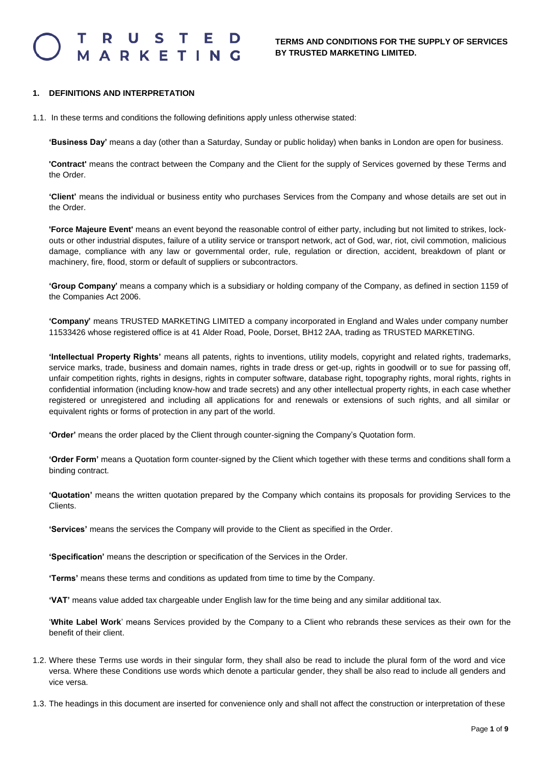# TERMS AND CONDITIONS FOR THE SUPPLY OF SERVICES BY TRUSTED MARKETING LIMITED.

## 1. DEFINITIONS AND INTERPRETATION

1.1. In these terms and conditions the following definitions apply unless otherwise stated:

**'Business Day'** means a day (other than a Saturday, Sunday or public holiday) when banks in London are open for business.

**'Contract'** means the contract between the Company and the Client for the supply of Services governed by these Terms and the Order.

**'Client'** means the individual or business entity who purchases Services from the Company and whose details are set out in the Order.

**'Force Majeure Event'** means an event beyond the reasonable control of either party, including but not limited to strikes, lock-outs or other industrial disputes, failure of a utility service or transport network, act of God, war, riot, civil commotion, malicious damage, compliance with any law or governmental order, rule, regulation or direction, accident, breakdown of plant or machinery, fire, flood, storm or default of suppliers or subcontractors.

**'Group Company'** means a company which is a subsidiary or holding company of the Company, as defined in section 1159 of the Companies Act 2006.

**'Company'** means TRUSTED MARKETING LIMITED a company incorporated in England and Wales under company number 11533426 whose registered office is at 41 Alder Road, Poole, Dorset, BH12 2AA, trading as TRUSTED MARKETING.

**'Intellectual Property Rights'** means all patents, rights to inventions, utility models, copyright and related rights, trademarks, service marks, trade, business and domain names, rights in trade dress or get-up, rights in goodwill or to sue for passing off, unfair competition rights, rights in designs, rights in computer software, database right, topography rights, moral rights, rights in confidential information (including know-how and trade secrets) and any other intellectual property rights, in each case whether registered or unregistered and including all applications for and renewals or extensions of such rights, and all similar or equivalent rights or forms of protection in any part of the world.

**'Order'** means the order placed by the Client through counter-signing the Company's Quotation form.

**'Order Form'** means a Quotation form counter-signed by the Client which together with these terms and conditions shall form a binding contract.

**'Quotation'** means the written quotation prepared by the Company which contains its proposals for providing Services to the Clients.

**'Services'** means the services the Company will provide to the Client as specified in the Order.

**'Specification'** means the description or specification of the Services in the Order.

**'Terms'** means these terms and conditions as updated from time to time by the Company.

**'VAT'** means value added tax chargeable under English law for the time being and any similar additional tax.

'**White Label Work**' means Services provided by the Company to a Client who rebrands these services as their own for the benefit of their client.

1.2. Where these Terms use words in their singular form, they shall also be read to include the plural form of the word and vice versa. Where these Conditions use words which denote a particular gender, they shall be also read to include all genders and vice versa.

1.3. The headings in this document are inserted for convenience only and shall not affect the construction or interpretation of these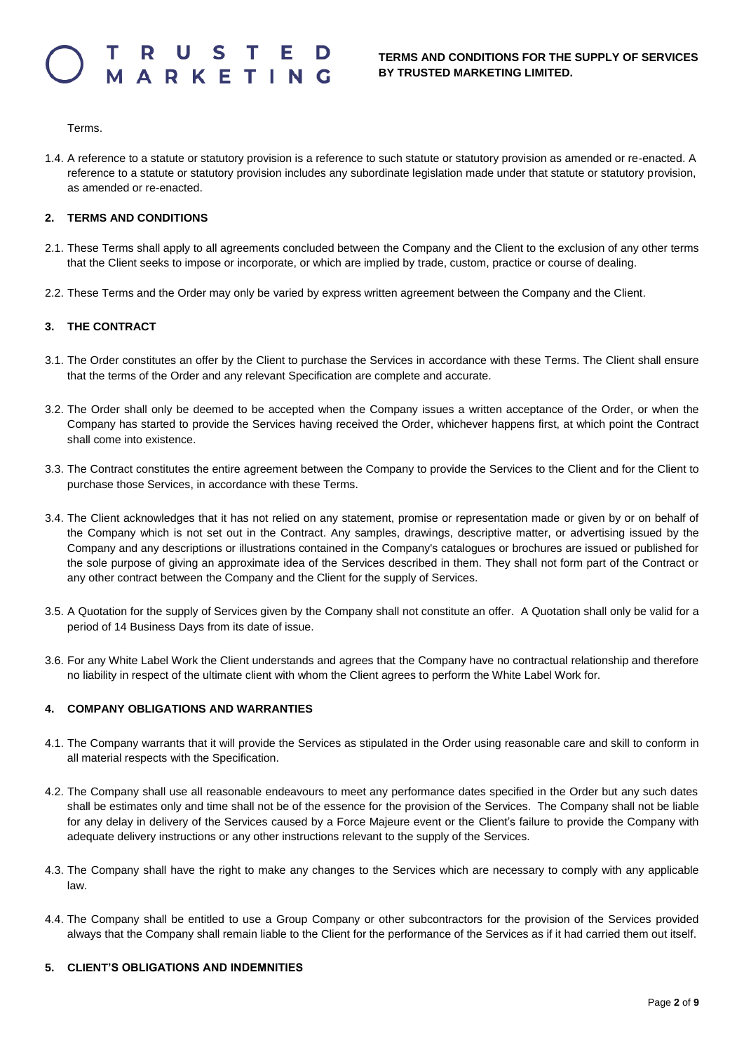Terms.

1.4. A reference to a statute or statutory provision is a reference to such statute or statutory provision as amended or re-enacted. A reference to a statute or statutory provision includes any subordinate legislation made under that statute or statutory provision, as amended or re-enacted.

## 2. TERMS AND CONDITIONS

2.1. These Terms shall apply to all agreements concluded between the Company and the Client to the exclusion of any other terms that the Client seeks to impose or incorporate, or which are implied by trade, custom, practice or course of dealing.

2.2. These Terms and the Order may only be varied by express written agreement between the Company and the Client.

## 3. THE CONTRACT

3.1. The Order constitutes an offer by the Client to purchase the Services in accordance with these Terms. The Client shall ensure that the terms of the Order and any relevant Specification are complete and accurate.

3.2. The Order shall only be deemed to be accepted when the Company issues a written acceptance of the Order, or when the Company has started to provide the Services having received the Order, whichever happens first, at which point the Contract shall come into existence.

3.3. The Contract constitutes the entire agreement between the Company to provide the Services to the Client and for the Client to purchase those Services, in accordance with these Terms.

3.4. The Client acknowledges that it has not relied on any statement, promise or representation made or given by or on behalf of the Company which is not set out in the Contract. Any samples, drawings, descriptive matter, or advertising issued by the Company and any descriptions or illustrations contained in the Company's catalogues or brochures are issued or published for the sole purpose of giving an approximate idea of the Services described in them. They shall not form part of the Contract or any other contract between the Company and the Client for the supply of Services.

3.5. A Quotation for the supply of Services given by the Company shall not constitute an offer. A Quotation shall only be valid for a period of 14 Business Days from its date of issue.

3.6. For any White Label Work the Client understands and agrees that the Company have no contractual relationship and therefore no liability in respect of the ultimate client with whom the Client agrees to perform the White Label Work for.

## 4. COMPANY OBLIGATIONS AND WARRANTIES

4.1. The Company warrants that it will provide the Services as stipulated in the Order using reasonable care and skill to conform in all material respects with the Specification.

4.2. The Company shall use all reasonable endeavours to meet any performance dates specified in the Order but any such dates shall be estimates only and time shall not be of the essence for the provision of the Services. The Company shall not be liable for any delay in delivery of the Services caused by a Force Majeure event or the Client's failure to provide the Company with adequate delivery instructions or any other instructions relevant to the supply of the Services.

4.3. The Company shall have the right to make any changes to the Services which are necessary to comply with any applicable law.

4.4. The Company shall be entitled to use a Group Company or other subcontractors for the provision of the Services provided always that the Company shall remain liable to the Client for the performance of the Services as if it had carried them out itself.

## 5. CLIENT'S OBLIGATIONS AND INDEMNITIES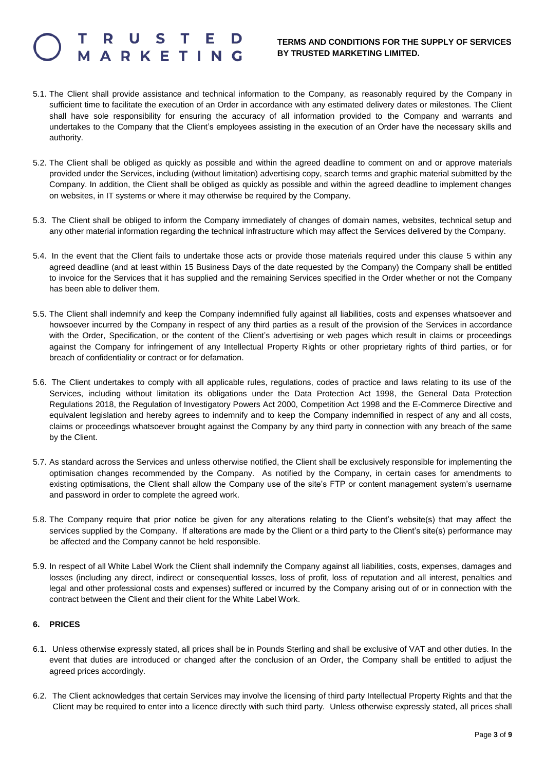5.1. The Client shall provide assistance and technical information to the Company, as reasonably required by the Company in sufficient time to facilitate the execution of an Order in accordance with any estimated delivery dates or milestones. The Client shall have sole responsibility for ensuring the accuracy of all information provided to the Company and warrants and undertakes to the Company that the Client's employees assisting in the execution of an Order have the necessary skills and authority.

5.2. The Client shall be obliged as quickly as possible and within the agreed deadline to comment on and or approve materials provided under the Services, including (without limitation) advertising copy, search terms and graphic material submitted by the Company. In addition, the Client shall be obliged as quickly as possible and within the agreed deadline to implement changes on websites, in IT systems or where it may otherwise be required by the Company.

5.3. The Client shall be obliged to inform the Company immediately of changes of domain names, websites, technical setup and any other material information regarding the technical infrastructure which may affect the Services delivered by the Company.

5.4. In the event that the Client fails to undertake those acts or provide those materials required under this clause 5 within any agreed deadline (and at least within 15 Business Days of the date requested by the Company) the Company shall be entitled to invoice for the Services that it has supplied and the remaining Services specified in the Order whether or not the Company has been able to deliver them.

5.5. The Client shall indemnify and keep the Company indemnified fully against all liabilities, costs and expenses whatsoever and howsoever incurred by the Company in respect of any third parties as a result of the provision of the Services in accordance with the Order, Specification, or the content of the Client's advertising or web pages which result in claims or proceedings against the Company for infringement of any Intellectual Property Rights or other proprietary rights of third parties, or for breach of confidentiality or contract or for defamation.

5.6. The Client undertakes to comply with all applicable rules, regulations, codes of practice and laws relating to its use of the Services, including without limitation its obligations under the Data Protection Act 1998, the General Data Protection Regulations 2018, the Regulation of Investigatory Powers Act 2000, Competition Act 1998 and the E-Commerce Directive and equivalent legislation and hereby agrees to indemnify and to keep the Company indemnified in respect of any and all costs, claims or proceedings whatsoever brought against the Company by any third party in connection with any breach of the same by the Client.

5.7. As standard across the Services and unless otherwise notified, the Client shall be exclusively responsible for implementing the optimisation changes recommended by the Company. As notified by the Company, in certain cases for amendments to existing optimisations, the Client shall allow the Company use of the site's FTP or content management system's username and password in order to complete the agreed work.

5.8. The Company require that prior notice be given for any alterations relating to the Client's website(s) that may affect the services supplied by the Company. If alterations are made by the Client or a third party to the Client's site(s) performance may be affected and the Company cannot be held responsible.

5.9. In respect of all White Label Work the Client shall indemnify the Company against all liabilities, costs, expenses, damages and losses (including any direct, indirect or consequential losses, loss of profit, loss of reputation and all interest, penalties and legal and other professional costs and expenses) suffered or incurred by the Company arising out of or in connection with the contract between the Client and their client for the White Label Work.

## 6. PRICES

6.1. Unless otherwise expressly stated, all prices shall be in Pounds Sterling and shall be exclusive of VAT and other duties. In the event that duties are introduced or changed after the conclusion of an Order, the Company shall be entitled to adjust the agreed prices accordingly.

6.2. The Client acknowledges that certain Services may involve the licensing of third party Intellectual Property Rights and that the Client may be required to enter into a licence directly with such third party. Unless otherwise expressly stated, all prices shall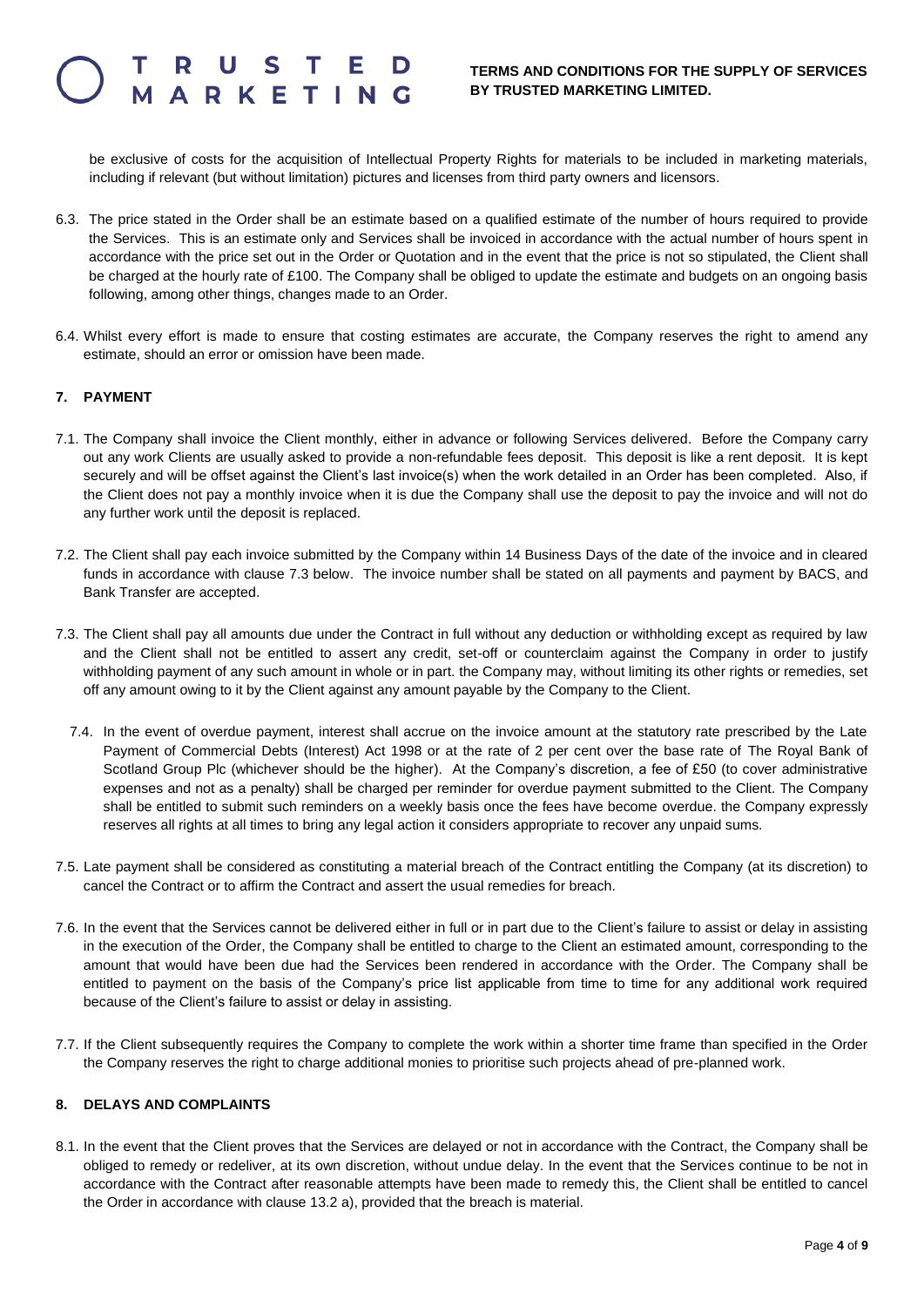be exclusive of costs for the acquisition of Intellectual Property Rights for materials to be included in marketing materials, including if relevant (but without limitation) pictures and licenses from third party owners and licensors.

6.3. The price stated in the Order shall be an estimate based on a qualified estimate of the number of hours required to provide the Services. This is an estimate only and Services shall be invoiced in accordance with the actual number of hours spent in accordance with the price set out in the Order or Quotation and in the event that the price is not so stipulated, the Client shall be charged at the hourly rate of £100. The Company shall be obliged to update the estimate and budgets on an ongoing basis following, among other things, changes made to an Order.

6.4. Whilst every effort is made to ensure that costing estimates are accurate, the Company reserves the right to amend any estimate, should an error or omission have been made.

## 7. PAYMENT

7.1. The Company shall invoice the Client monthly, either in advance or following Services delivered. Before the Company carry out any work Clients are usually asked to provide a non-refundable fees deposit. This deposit is like a rent deposit. It is kept securely and will be offset against the Client's last invoice(s) when the work detailed in an Order has been completed. Also, if the Client does not pay a monthly invoice when it is due the Company shall use the deposit to pay the invoice and will not do any further work until the deposit is replaced.

7.2. The Client shall pay each invoice submitted by the Company within 14 Business Days of the date of the invoice and in cleared funds in accordance with clause 7.3 below. The invoice number shall be stated on all payments and payment by BACS, and Bank Transfer are accepted.

7.3. The Client shall pay all amounts due under the Contract in full without any deduction or withholding except as required by law and the Client shall not be entitled to assert any credit, set-off or counterclaim against the Company in order to justify withholding payment of any such amount in whole or in part. the Company may, without limiting its other rights or remedies, set off any amount owing to it by the Client against any amount payable by the Company to the Client.

7.4. In the event of overdue payment, interest shall accrue on the invoice amount at the statutory rate prescribed by the Late Payment of Commercial Debts (Interest) Act 1998 or at the rate of 2 per cent over the base rate of The Royal Bank of Scotland Group Plc (whichever should be the higher). At the Company's discretion, a fee of £50 (to cover administrative expenses and not as a penalty) shall be charged per reminder for overdue payment submitted to the Client. The Company shall be entitled to submit such reminders on a weekly basis once the fees have become overdue. the Company expressly reserves all rights at all times to bring any legal action it considers appropriate to recover any unpaid sums.

7.5. Late payment shall be considered as constituting a material breach of the Contract entitling the Company (at its discretion) to cancel the Contract or to affirm the Contract and assert the usual remedies for breach.

7.6. In the event that the Services cannot be delivered either in full or in part due to the Client's failure to assist or delay in assisting in the execution of the Order, the Company shall be entitled to charge to the Client an estimated amount, corresponding to the amount that would have been due had the Services been rendered in accordance with the Order. The Company shall be entitled to payment on the basis of the Company's price list applicable from time to time for any additional work required because of the Client's failure to assist or delay in assisting.

7.7. If the Client subsequently requires the Company to complete the work within a shorter time frame than specified in the Order the Company reserves the right to charge additional monies to prioritise such projects ahead of pre-planned work.

## 8. DELAYS AND COMPLAINTS

8.1. In the event that the Client proves that the Services are delayed or not in accordance with the Contract, the Company shall be obliged to remedy or redeliver, at its own discretion, without undue delay. In the event that the Services continue to be not in accordance with the Contract after reasonable attempts have been made to remedy this, the Client shall be entitled to cancel the Order in accordance with clause 13.2 a), provided that the breach is material.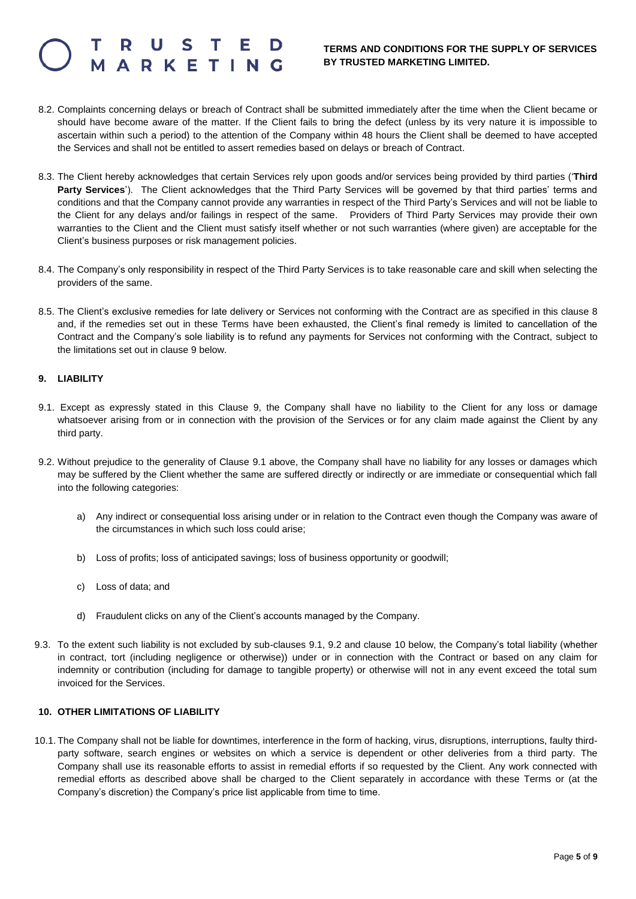8.2. Complaints concerning delays or breach of Contract shall be submitted immediately after the time when the Client became or should have become aware of the matter. If the Client fails to bring the defect (unless by its very nature it is impossible to ascertain within such a period) to the attention of the Company within 48 hours the Client shall be deemed to have accepted the Services and shall not be entitled to assert remedies based on delays or breach of Contract.

8.3. The Client hereby acknowledges that certain Services rely upon goods and/or services being provided by third parties ('**Third Party Services**'). The Client acknowledges that the Third Party Services will be governed by that third parties' terms and conditions and that the Company cannot provide any warranties in respect of the Third Party's Services and will not be liable to the Client for any delays and/or failings in respect of the same. Providers of Third Party Services may provide their own warranties to the Client and the Client must satisfy itself whether or not such warranties (where given) are acceptable for the Client's business purposes or risk management policies.

8.4. The Company's only responsibility in respect of the Third Party Services is to take reasonable care and skill when selecting the providers of the same.

8.5. The Client's exclusive remedies for late delivery or Services not conforming with the Contract are as specified in this clause 8 and, if the remedies set out in these Terms have been exhausted, the Client's final remedy is limited to cancellation of the Contract and the Company's sole liability is to refund any payments for Services not conforming with the Contract, subject to the limitations set out in clause 9 below.

## 9. LIABILITY

9.1. Except as expressly stated in this Clause 9, the Company shall have no liability to the Client for any loss or damage whatsoever arising from or in connection with the provision of the Services or for any claim made against the Client by any third party.

9.2. Without prejudice to the generality of Clause 9.1 above, the Company shall have no liability for any losses or damages which may be suffered by the Client whether the same are suffered directly or indirectly or are immediate or consequential which fall into the following categories:

a) Any indirect or consequential loss arising under or in relation to the Contract even though the Company was aware of the circumstances in which such loss could arise;

b) Loss of profits; loss of anticipated savings; loss of business opportunity or goodwill;

c) Loss of data; and

d) Fraudulent clicks on any of the Client's accounts managed by the Company.

9.3. To the extent such liability is not excluded by sub-clauses 9.1, 9.2 and clause 10 below, the Company's total liability (whether in contract, tort (including negligence or otherwise)) under or in connection with the Contract or based on any claim for indemnity or contribution (including for damage to tangible property) or otherwise will not in any event exceed the total sum invoiced for the Services.

## 10. OTHER LIMITATIONS OF LIABILITY

10.1. The Company shall not be liable for downtimes, interference in the form of hacking, virus, disruptions, interruptions, faulty third-party software, search engines or websites on which a service is dependent or other deliveries from a third party. The Company shall use its reasonable efforts to assist in remedial efforts if so requested by the Client. Any work connected with remedial efforts as described above shall be charged to the Client separately in accordance with these Terms or (at the Company's discretion) the Company's price list applicable from time to time.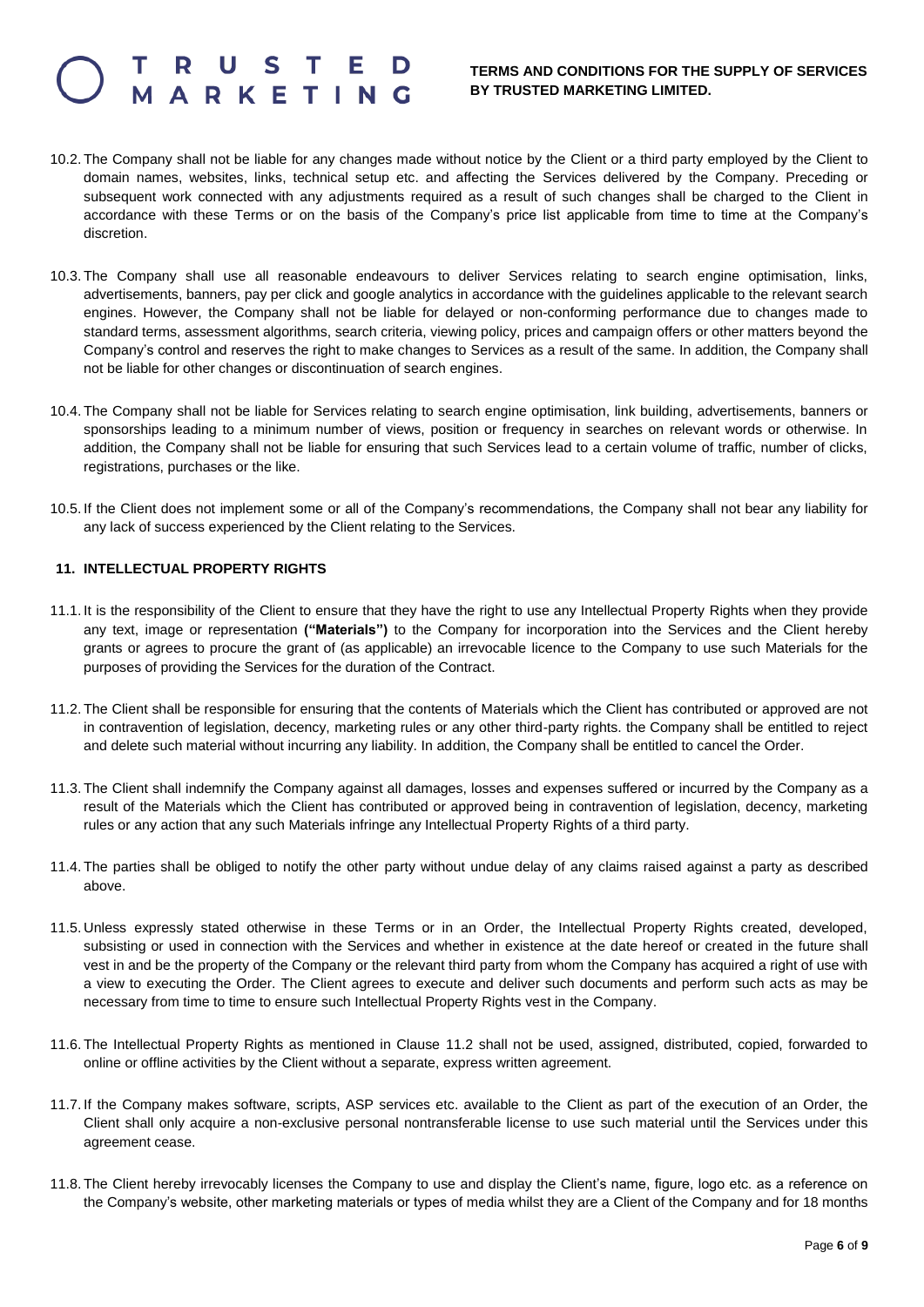10.2. The Company shall not be liable for any changes made without notice by the Client or a third party employed by the Client to domain names, websites, links, technical setup etc. and affecting the Services delivered by the Company. Preceding or subsequent work connected with any adjustments required as a result of such changes shall be charged to the Client in accordance with these Terms or on the basis of the Company's price list applicable from time to time at the Company's discretion.

10.3. The Company shall use all reasonable endeavours to deliver Services relating to search engine optimisation, links, advertisements, banners, pay per click and google analytics in accordance with the guidelines applicable to the relevant search engines. However, the Company shall not be liable for delayed or non-conforming performance due to changes made to standard terms, assessment algorithms, search criteria, viewing policy, prices and campaign offers or other matters beyond the Company's control and reserves the right to make changes to Services as a result of the same. In addition, the Company shall not be liable for other changes or discontinuation of search engines.

10.4. The Company shall not be liable for Services relating to search engine optimisation, link building, advertisements, banners or sponsorships leading to a minimum number of views, position or frequency in searches on relevant words or otherwise. In addition, the Company shall not be liable for ensuring that such Services lead to a certain volume of traffic, number of clicks, registrations, purchases or the like.

10.5. If the Client does not implement some or all of the Company's recommendations, the Company shall not bear any liability for any lack of success experienced by the Client relating to the Services.

## 11. INTELLECTUAL PROPERTY RIGHTS

11.1. It is the responsibility of the Client to ensure that they have the right to use any Intellectual Property Rights when they provide any text, image or representation **("Materials")** to the Company for incorporation into the Services and the Client hereby grants or agrees to procure the grant of (as applicable) an irrevocable licence to the Company to use such Materials for the purposes of providing the Services for the duration of the Contract.

11.2. The Client shall be responsible for ensuring that the contents of Materials which the Client has contributed or approved are not in contravention of legislation, decency, marketing rules or any other third-party rights. the Company shall be entitled to reject and delete such material without incurring any liability. In addition, the Company shall be entitled to cancel the Order.

11.3. The Client shall indemnify the Company against all damages, losses and expenses suffered or incurred by the Company as a result of the Materials which the Client has contributed or approved being in contravention of legislation, decency, marketing rules or any action that any such Materials infringe any Intellectual Property Rights of a third party.

11.4. The parties shall be obliged to notify the other party without undue delay of any claims raised against a party as described above.

11.5. Unless expressly stated otherwise in these Terms or in an Order, the Intellectual Property Rights created, developed, subsisting or used in connection with the Services and whether in existence at the date hereof or created in the future shall vest in and be the property of the Company or the relevant third party from whom the Company has acquired a right of use with a view to executing the Order. The Client agrees to execute and deliver such documents and perform such acts as may be necessary from time to time to ensure such Intellectual Property Rights vest in the Company.

11.6. The Intellectual Property Rights as mentioned in Clause 11.2 shall not be used, assigned, distributed, copied, forwarded to online or offline activities by the Client without a separate, express written agreement.

11.7. If the Company makes software, scripts, ASP services etc. available to the Client as part of the execution of an Order, the Client shall only acquire a non-exclusive personal nontransferable license to use such material until the Services under this agreement cease.

11.8. The Client hereby irrevocably licenses the Company to use and display the Client's name, figure, logo etc. as a reference on the Company's website, other marketing materials or types of media whilst they are a Client of the Company and for 18 months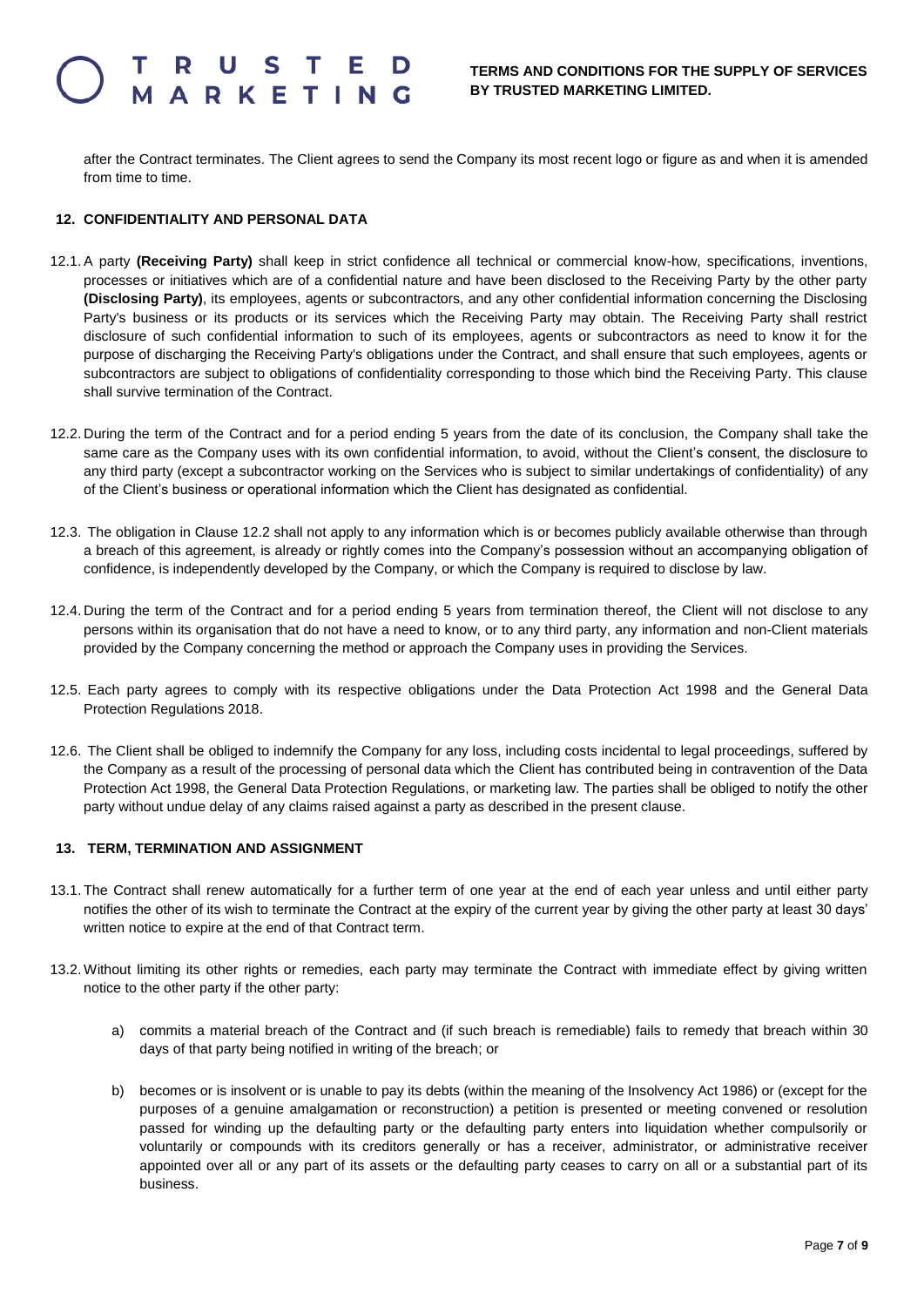after the Contract terminates. The Client agrees to send the Company its most recent logo or figure as and when it is amended from time to time.

## 12. CONFIDENTIALITY AND PERSONAL DATA

12.1. A party **(Receiving Party)** shall keep in strict confidence all technical or commercial know-how, specifications, inventions, processes or initiatives which are of a confidential nature and have been disclosed to the Receiving Party by the other party **(Disclosing Party)**, its employees, agents or subcontractors, and any other confidential information concerning the Disclosing Party's business or its products or its services which the Receiving Party may obtain. The Receiving Party shall restrict disclosure of such confidential information to such of its employees, agents or subcontractors as need to know it for the purpose of discharging the Receiving Party's obligations under the Contract, and shall ensure that such employees, agents or subcontractors are subject to obligations of confidentiality corresponding to those which bind the Receiving Party. This clause shall survive termination of the Contract.

12.2. During the term of the Contract and for a period ending 5 years from the date of its conclusion, the Company shall take the same care as the Company uses with its own confidential information, to avoid, without the Client's consent, the disclosure to any third party (except a subcontractor working on the Services who is subject to similar undertakings of confidentiality) of any of the Client's business or operational information which the Client has designated as confidential.

12.3. The obligation in Clause 12.2 shall not apply to any information which is or becomes publicly available otherwise than through a breach of this agreement, is already or rightly comes into the Company's possession without an accompanying obligation of confidence, is independently developed by the Company, or which the Company is required to disclose by law.

12.4. During the term of the Contract and for a period ending 5 years from termination thereof, the Client will not disclose to any persons within its organisation that do not have a need to know, or to any third party, any information and non-Client materials provided by the Company concerning the method or approach the Company uses in providing the Services.

12.5. Each party agrees to comply with its respective obligations under the Data Protection Act 1998 and the General Data Protection Regulations 2018.

12.6. The Client shall be obliged to indemnify the Company for any loss, including costs incidental to legal proceedings, suffered by the Company as a result of the processing of personal data which the Client has contributed being in contravention of the Data Protection Act 1998, the General Data Protection Regulations, or marketing law. The parties shall be obliged to notify the other party without undue delay of any claims raised against a party as described in the present clause.

## 13. TERM, TERMINATION AND ASSIGNMENT

13.1. The Contract shall renew automatically for a further term of one year at the end of each year unless and until either party notifies the other of its wish to terminate the Contract at the expiry of the current year by giving the other party at least 30 days' written notice to expire at the end of that Contract term.

13.2. Without limiting its other rights or remedies, each party may terminate the Contract with immediate effect by giving written notice to the other party if the other party:

a) commits a material breach of the Contract and (if such breach is remediable) fails to remedy that breach within 30 days of that party being notified in writing of the breach; or

b) becomes or is insolvent or is unable to pay its debts (within the meaning of the Insolvency Act 1986) or (except for the purposes of a genuine amalgamation or reconstruction) a petition is presented or meeting convened or resolution passed for winding up the defaulting party or the defaulting party enters into liquidation whether compulsorily or voluntarily or compounds with its creditors generally or has a receiver, administrator, or administrative receiver appointed over all or any part of its assets or the defaulting party ceases to carry on all or a substantial part of its business.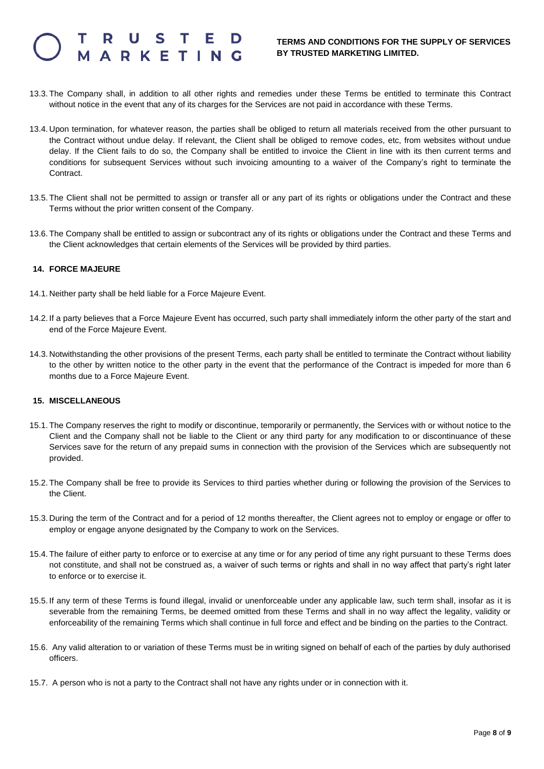13.3. The Company shall, in addition to all other rights and remedies under these Terms be entitled to terminate this Contract without notice in the event that any of its charges for the Services are not paid in accordance with these Terms.

13.4. Upon termination, for whatever reason, the parties shall be obliged to return all materials received from the other pursuant to the Contract without undue delay. If relevant, the Client shall be obliged to remove codes, etc, from websites without undue delay. If the Client fails to do so, the Company shall be entitled to invoice the Client in line with its then current terms and conditions for subsequent Services without such invoicing amounting to a waiver of the Company's right to terminate the Contract.

13.5. The Client shall not be permitted to assign or transfer all or any part of its rights or obligations under the Contract and these Terms without the prior written consent of the Company.

13.6. The Company shall be entitled to assign or subcontract any of its rights or obligations under the Contract and these Terms and the Client acknowledges that certain elements of the Services will be provided by third parties.

## 14. FORCE MAJEURE

14.1. Neither party shall be held liable for a Force Majeure Event.

14.2. If a party believes that a Force Majeure Event has occurred, such party shall immediately inform the other party of the start and end of the Force Majeure Event.

14.3. Notwithstanding the other provisions of the present Terms, each party shall be entitled to terminate the Contract without liability to the other by written notice to the other party in the event that the performance of the Contract is impeded for more than 6 months due to a Force Majeure Event.

## 15. MISCELLANEOUS

15.1. The Company reserves the right to modify or discontinue, temporarily or permanently, the Services with or without notice to the Client and the Company shall not be liable to the Client or any third party for any modification to or discontinuance of these Services save for the return of any prepaid sums in connection with the provision of the Services which are subsequently not provided.

15.2. The Company shall be free to provide its Services to third parties whether during or following the provision of the Services to the Client.

15.3. During the term of the Contract and for a period of 12 months thereafter, the Client agrees not to employ or engage or offer to employ or engage anyone designated by the Company to work on the Services.

15.4. The failure of either party to enforce or to exercise at any time or for any period of time any right pursuant to these Terms does not constitute, and shall not be construed as, a waiver of such terms or rights and shall in no way affect that party's right later to enforce or to exercise it.

15.5. If any term of these Terms is found illegal, invalid or unenforceable under any applicable law, such term shall, insofar as it is severable from the remaining Terms, be deemed omitted from these Terms and shall in no way affect the legality, validity or enforceability of the remaining Terms which shall continue in full force and effect and be binding on the parties to the Contract.

15.6. Any valid alteration to or variation of these Terms must be in writing signed on behalf of each of the parties by duly authorised officers.

15.7. A person who is not a party to the Contract shall not have any rights under or in connection with it.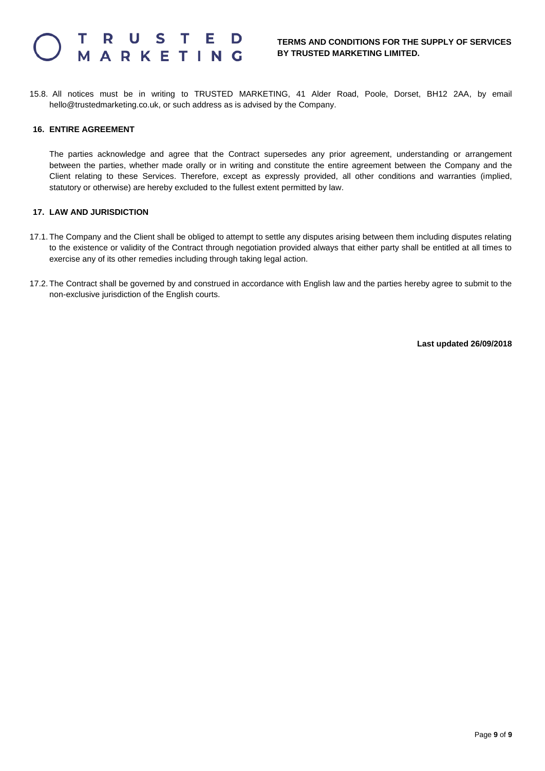15.8. All notices must be in writing to TRUSTED MARKETING, 41 Alder Road, Poole, Dorset, BH12 2AA, by email hello@trustedmarketing.co.uk, or such address as is advised by the Company.

## 16. ENTIRE AGREEMENT

The parties acknowledge and agree that the Contract supersedes any prior agreement, understanding or arrangement between the parties, whether made orally or in writing and constitute the entire agreement between the Company and the Client relating to these Services. Therefore, except as expressly provided, all other conditions and warranties (implied, statutory or otherwise) are hereby excluded to the fullest extent permitted by law.

## 17. LAW AND JURISDICTION

17.1. The Company and the Client shall be obliged to attempt to settle any disputes arising between them including disputes relating to the existence or validity of the Contract through negotiation provided always that either party shall be entitled at all times to exercise any of its other remedies including through taking legal action.

17.2. The Contract shall be governed by and construed in accordance with English law and the parties hereby agree to submit to the non-exclusive jurisdiction of the English courts.

**Last updated 26/09/2018**